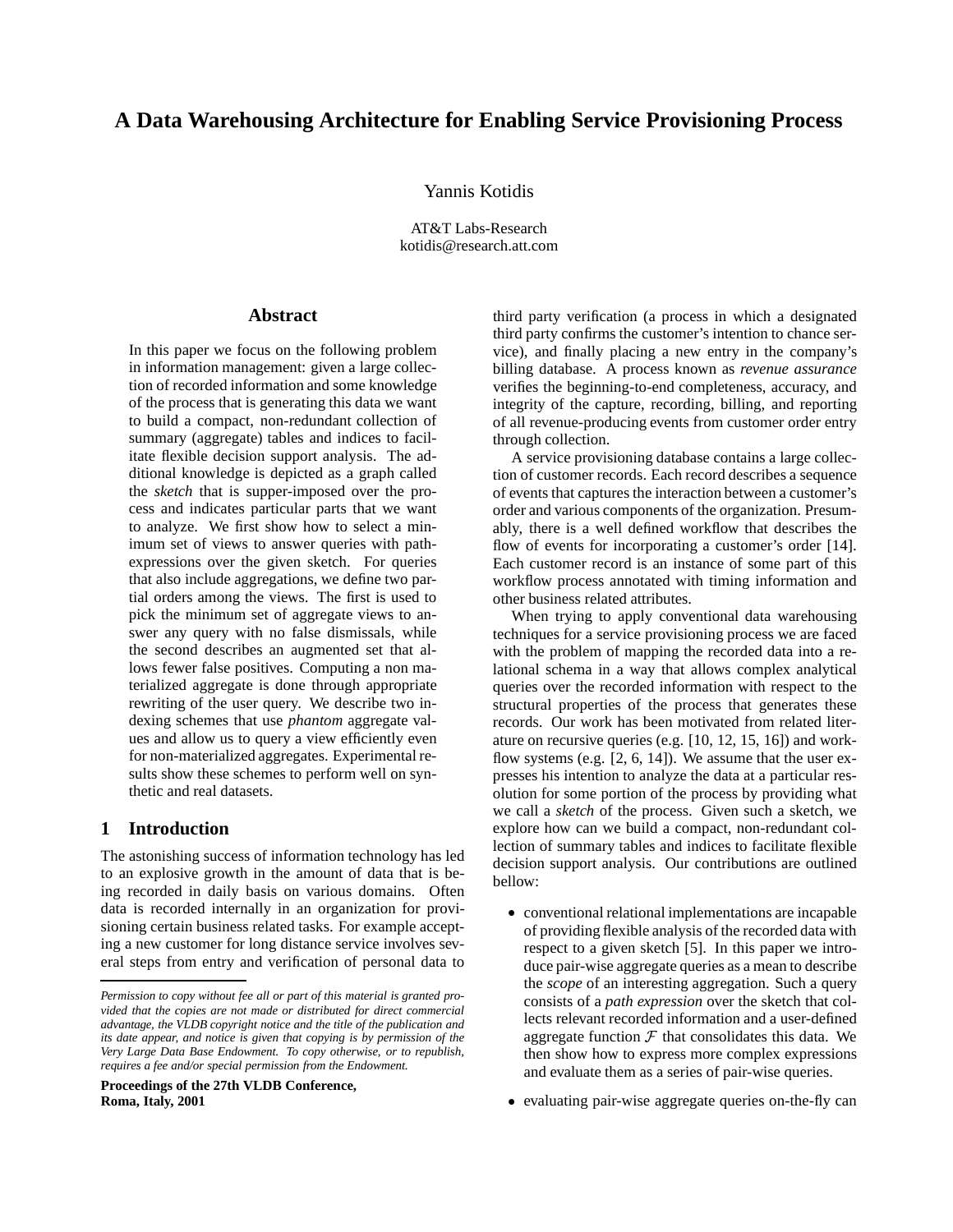# A Data Warehousing Architecture for Enabling Service Provisioning Process

Yannis Kotidis

AT&T Labs-Research
kotidis@research.att.com

## Abstract

In this paper we focus on the following problem in information management: given a large collection of recorded information and some knowledge of the process that is generating this data we want to build a compact, non-redundant collection of summary (aggregate) tables and indices to facilitate flexible decision support analysis. The additional knowledge is depicted as a graph called the *sketch* that is supper-imposed over the process and indicates particular parts that we want to analyze. We first show how to select a minimum set of views to answer queries with path-expressions over the given sketch. For queries that also include aggregations, we define two partial orders among the views. The first is used to pick the minimum set of aggregate views to answer any query with no false dismissals, while the second describes an augmented set that allows fewer false positives. Computing a non materialized aggregate is done through appropriate rewriting of the user query. We describe two indexing schemes that use *phantom* aggregate values and allow us to query a view efficiently even for non-materialized aggregates. Experimental results show these schemes to perform well on synthetic and real datasets.

## 1 Introduction

The astonishing success of information technology has led to an explosive growth in the amount of data that is being recorded in daily basis on various domains. Often data is recorded internally in an organization for provisioning certain business related tasks. For example accepting a new customer for long distance service involves several steps from entry and verification of personal data to third party verification (a process in which a designated third party confirms the customer's intention to chance service), and finally placing a new entry in the company's billing database. A process known as *revenue assurance* verifies the beginning-to-end completeness, accuracy, and integrity of the capture, recording, billing, and reporting of all revenue-producing events from customer order entry through collection.

A service provisioning database contains a large collection of customer records. Each record describes a sequence of events that captures the interaction between a customer's order and various components of the organization. Presumably, there is a well defined workflow that describes the flow of events for incorporating a customer's order [14]. Each customer record is an instance of some part of this workflow process annotated with timing information and other business related attributes.

When trying to apply conventional data warehousing techniques for a service provisioning process we are faced with the problem of mapping the recorded data into a relational schema in a way that allows complex analytical queries over the recorded information with respect to the structural properties of the process that generates these records. Our work has been motivated from related literature on recursive queries (e.g. [10, 12, 15, 16]) and workflow systems (e.g. [2, 6, 14]). We assume that the user expresses his intention to analyze the data at a particular resolution for some portion of the process by providing what we call a *sketch* of the process. Given such a sketch, we explore how can we build a compact, non-redundant collection of summary tables and indices to facilitate flexible decision support analysis. Our contributions are outlined bellow:

- conventional relational implementations are incapable of providing flexible analysis of the recorded data with respect to a given sketch [5]. In this paper we introduce pair-wise aggregate queries as a mean to describe the *scope* of an interesting aggregation. Such a query consists of a *path expression* over the sketch that collects relevant recorded information and a user-defined aggregate function $\mathcal{F}$ that consolidates this data. We then show how to express more complex expressions and evaluate them as a series of pair-wise queries.
- evaluating pair-wise aggregate queries on-the-fly can

*Permission to copy without fee all or part of this material is granted provided that the copies are not made or distributed for direct commercial advantage, the VLDB copyright notice and the title of the publication and its date appear, and notice is given that copying is by permission of the Very Large Data Base Endowment. To copy otherwise, or to republish, requires a fee and/or special permission from the Endowment.*

**Proceedings of the 27th VLDB Conference, Roma, Italy, 2001**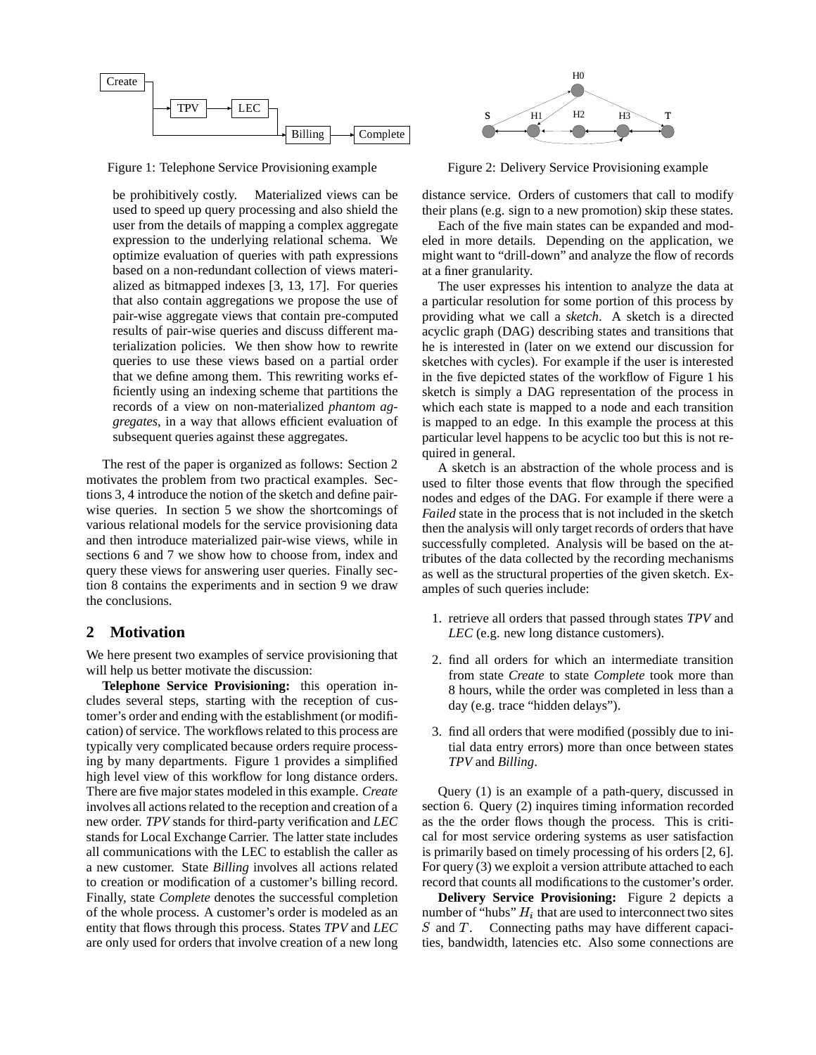Create

TPV

LEC

Billing

Complete

Figure 1: Telephone Service Provisioning example

H0

S

H1

H2

H3

T

Figure 2: Delivery Service Provisioning example

be prohibitively costly. Materialized views can be used to speed up query processing and also shield the user from the details of mapping a complex aggregate expression to the underlying relational schema. We optimize evaluation of queries with path expressions based on a non-redundant collection of views materialized as bitmapped indexes [3, 13, 17]. For queries that also contain aggregations we propose the use of pair-wise aggregate views that contain pre-computed results of pair-wise queries and discuss different materialization policies. We then show how to rewrite queries to use these views based on a partial order that we define among them. This rewriting works efficiently using an indexing scheme that partitions the records of a view on non-materialized *phantom aggregates*, in a way that allows efficient evaluation of subsequent queries against these aggregates.

The rest of the paper is organized as follows: Section 2 motivates the problem from two practical examples. Sections 3, 4 introduce the notion of the sketch and define pairwise queries. In section 5 we show the shortcomings of various relational models for the service provisioning data and then introduce materialized pair-wise views, while in sections 6 and 7 we show how to choose from, index and query these views for answering user queries. Finally section 8 contains the experiments and in section 9 we draw the conclusions.

## 2 Motivation

We here present two examples of service provisioning that will help us better motivate the discussion:

**Telephone Service Provisioning:** this operation includes several steps, starting with the reception of customer's order and ending with the establishment (or modification) of service. The workflows related to this process are typically very complicated because orders require processing by many departments. Figure 1 provides a simplified high level view of this workflow for long distance orders. There are five major states modeled in this example. *Create* involves all actions related to the reception and creation of a new order. *TPV* stands for third-party verification and *LEC* stands for Local Exchange Carrier. The latter state includes all communications with the LEC to establish the caller as a new customer. State *Billing* involves all actions related to creation or modification of a customer's billing record. Finally, state *Complete* denotes the successful completion of the whole process. A customer's order is modeled as an entity that flows through this process. States *TPV* and *LEC* are only used for orders that involve creation of a new long distance service. Orders of customers that call to modify their plans (e.g. sign to a new promotion) skip these states.

Each of the five main states can be expanded and modeled in more details. Depending on the application, we might want to "drill-down" and analyze the flow of records at a finer granularity.

The user expresses his intention to analyze the data at a particular resolution for some portion of this process by providing what we call a *sketch*. A sketch is a directed acyclic graph (DAG) describing states and transitions that he is interested in (later on we extend our discussion for sketches with cycles). For example if the user is interested in the five depicted states of the workflow of Figure 1 his sketch is simply a DAG representation of the process in which each state is mapped to a node and each transition is mapped to an edge. In this example the process at this particular level happens to be acyclic too but this is not required in general.

A sketch is an abstraction of the whole process and is used to filter those events that flow through the specified nodes and edges of the DAG. For example if there were a *Failed* state in the process that is not included in the sketch then the analysis will only target records of orders that have successfully completed. Analysis will be based on the attributes of the data collected by the recording mechanisms as well as the structural properties of the given sketch. Examples of such queries include:

1. retrieve all orders that passed through states *TPV* and *LEC* (e.g. new long distance customers).
2. find all orders for which an intermediate transition from state *Create* to state *Complete* took more than 8 hours, while the order was completed in less than a day (e.g. trace "hidden delays").
3. find all orders that were modified (possibly due to initial data entry errors) more than once between states *TPV* and *Billing*.

Query (1) is an example of a path-query, discussed in section 6. Query (2) inquires timing information recorded as the the order flows though the process. This is critical for most service ordering systems as user satisfaction is primarily based on timely processing of his orders [2, 6]. For query (3) we exploit a version attribute attached to each record that counts all modifications to the customer's order.

**Delivery Service Provisioning:** Figure 2 depicts a number of "hubs" $H_i$ that are used to interconnect two sites $S$ and $T$. Connecting paths may have different capacities, bandwidth, latencies etc. Also some connections are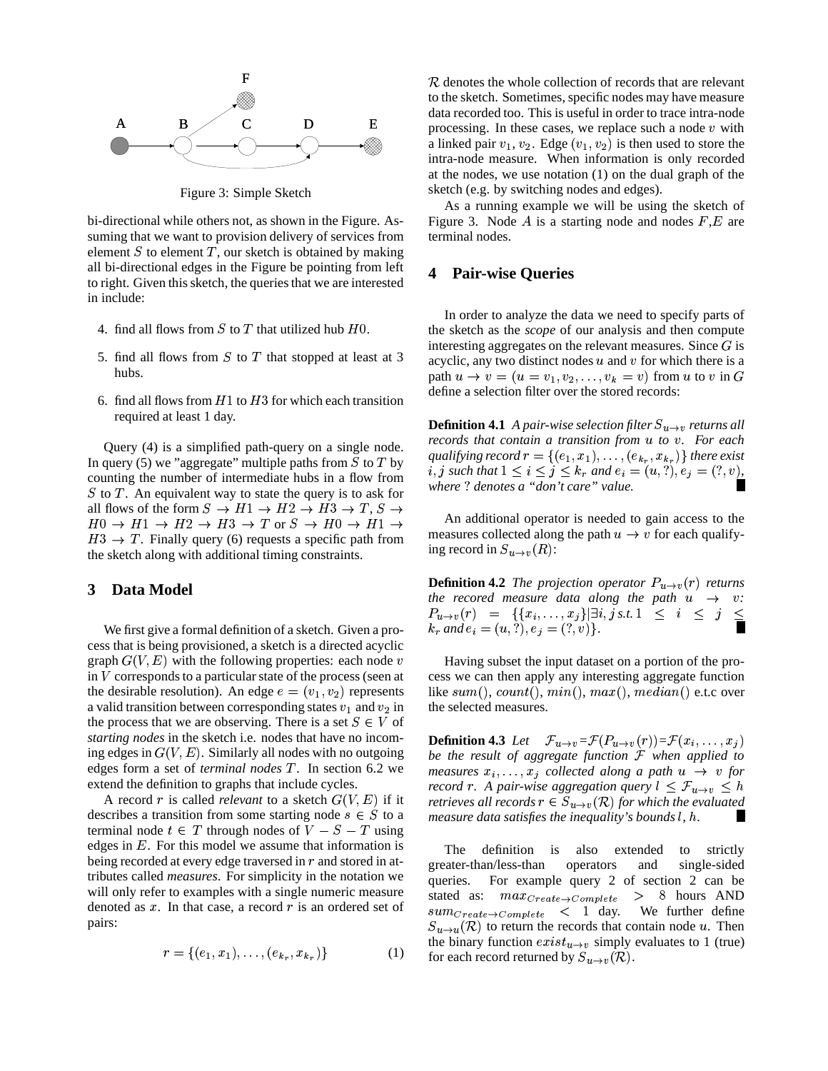Figure 3: Simple Sketch

bi-directional while others not, as shown in the Figure. Assuming that we want to provision delivery of services from element $S$ to element $T$, our sketch is obtained by making all bi-directional edges in the Figure be pointing from left to right. Given this sketch, the queries that we are interested in include:

4. find all flows from $S$ to $T$ that utilized hub $H0$.
5. find all flows from $S$ to $T$ that stopped at least at 3 hubs.
6. find all flows from $H1$ to $H3$ for which each transition required at least 1 day.

Query (4) is a simplified path-query on a single node. In query (5) we "aggregate" multiple paths from $S$ to $T$ by counting the number of intermediate hubs in a flow from $S$ to $T$. An equivalent way to state the query is to ask for all flows of the form $S \rightarrow H1 \rightarrow H2 \rightarrow H3 \rightarrow T$, $S \rightarrow H0 \rightarrow H1 \rightarrow H2 \rightarrow H3 \rightarrow T$ or $S \rightarrow H0 \rightarrow H1 \rightarrow H3 \rightarrow T$. Finally query (6) requests a specific path from the sketch along with additional timing constraints.

## 3 Data Model

We first give a formal definition of a sketch. Given a process that is being provisioned, a sketch is a directed acyclic graph $G(V, E)$ with the following properties: each node $v$ in $V$ corresponds to a particular state of the process (seen at the desirable resolution). An edge $e = (v_1, v_2)$ represents a valid transition between corresponding states $v_1$ and $v_2$ in the process that we are observing. There is a set $S \in V$ of *starting nodes* in the sketch i.e. nodes that have no incoming edges in $G(V, E)$. Similarly all nodes with no outgoing edges form a set of *terminal nodes* $T$. In section 6.2 we extend the definition to graphs that include cycles.

A record $r$ is called *relevant* to a sketch $G(V, E)$ if it describes a transition from some starting node $s \in S$ to a terminal node $t \in T$ through nodes of $V - S - T$ using edges in $E$. For this model we assume that information is being recorded at every edge traversed in $r$ and stored in attributes called *measures*. For simplicity in the notation we will only refer to examples with a single numeric measure denoted as $x$. In that case, a record $r$ is an ordered set of pairs:

$$r = \{(e_1, x_1), \ldots, (e_{k_r}, x_{k_r})\} \quad (1)$$

$\mathcal{R}$ denotes the whole collection of records that are relevant to the sketch. Sometimes, specific nodes may have measure data recorded too. This is useful in order to trace intra-node processing. In these cases, we replace such a node $v$ with a linked pair $v_1, v_2$. Edge $(v_1, v_2)$ is then used to store the intra-node measure. When information is only recorded at the nodes, we use notation (1) on the dual graph of the sketch (e.g. by switching nodes and edges).

As a running example we will be using the sketch of Figure 3. Node $A$ is a starting node and nodes $F$,$E$ are terminal nodes.

## 4 Pair-wise Queries

In order to analyze the data we need to specify parts of the sketch as the *scope* of our analysis and then compute interesting aggregates on the relevant measures. Since $G$ is acyclic, any two distinct nodes $u$ and $v$ for which there is a path $u \rightarrow v = (u = v_1, v_2, \ldots, v_k = v)$ from $u$ to $v$ in $G$ define a selection filter over the stored records:

**Definition 4.1** *A pair-wise selection filter $S_{u \rightarrow v}$ returns all records that contain a transition from $u$ to $v$. For each qualifying record $r = \{(e_1, x_1), \ldots, (e_{k_r}, x_{k_r})\}$ there exist $i, j$ such that $1 \leq i \leq j \leq k_r$ and $e_i = (u, ?), e_j = (?, v)$, where ? denotes a "don't care" value.* ∎

An additional operator is needed to gain access to the measures collected along the path $u \rightarrow v$ for each qualifying record in $S_{u \rightarrow v}(R)$:

**Definition 4.2** *The projection operator $P_{u \rightarrow v}(r)$ returns the recored measure data along the path $u \rightarrow v$: $P_{u \rightarrow v}(r) = \{\{x_i, \ldots, x_j\} | \exists i, j \text{ s.t. } 1 \leq i \leq j \leq k_r \text{ and } e_i = (u, ?), e_j = (?, v)\}$.* ∎

Having subset the input dataset on a portion of the process we can then apply any interesting aggregate function like $sum()$, $count()$, $min()$, $max()$, $median()$ e.t.c over the selected measures.

**Definition 4.3** *Let $\mathcal{F}_{u \rightarrow v} = \mathcal{F}(P_{u \rightarrow v}(r)) = \mathcal{F}(x_i, \ldots, x_j)$ be the result of aggregate function $\mathcal{F}$ when applied to measures $x_i, \ldots, x_j$ collected along a path $u \rightarrow v$ for record $r$. A pair-wise aggregation query $l \leq \mathcal{F}_{u \rightarrow v} \leq h$ retrieves all records $r \in S_{u \rightarrow v}(\mathcal{R})$ for which the evaluated measure data satisfies the inequality's bounds $l$, $h$.* ∎

The definition is also extended to strictly greater-than/less-than operators and single-sided queries. For example query 2 of section 2 can be stated as: $max_{Create \rightarrow Complete} > 8$ hours AND $sum_{Create \rightarrow Complete} < 1$ day. We further define $S_{u \rightarrow u}(\mathcal{R})$ to return the records that contain node $u$. Then the binary function $exist_{u \rightarrow v}$ simply evaluates to 1 (true) for each record returned by $S_{u \rightarrow v}(\mathcal{R})$.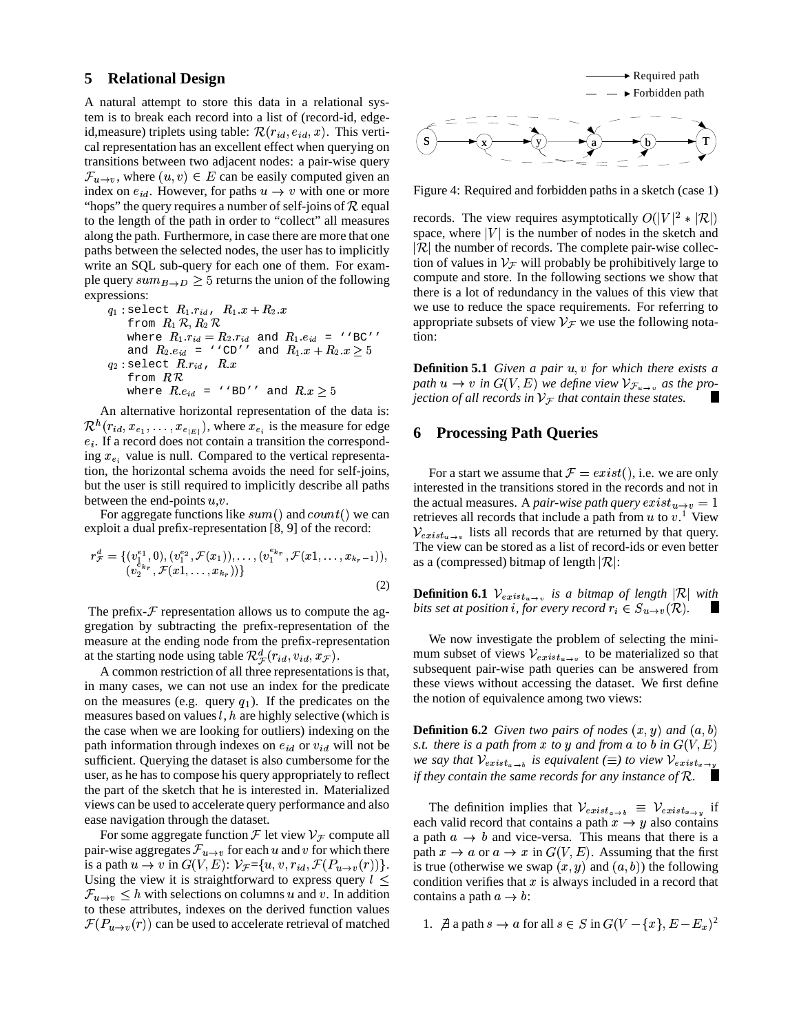## 5 Relational Design

A natural attempt to store this data in a relational system is to break each record into a list of (record-id, edge-id,measure) triplets using table: $\mathcal{R}(r_{id}, e_{id}, x)$. This vertical representation has an excellent effect when querying on transitions between two adjacent nodes: a pair-wise query $\mathcal{F}_{u\rightarrow v}$, where $(u, v) \in E$ can be easily computed given an index on $e_{id}$. However, for paths $u \rightarrow v$ with one or more "hops" the query requires a number of self-joins of $\mathcal{R}$ equal to the length of the path in order to "collect" all measures along the path. Furthermore, in case there are more that one paths between the selected nodes, the user has to implicitly write an SQL sub-query for each one of them. For example query $sum_{B\rightarrow D} \geq 5$ returns the union of the following expressions:

$q_1$ : select $R_1.r_{id}$, $R_1.x + R_2.x$
from $R_1\,\mathcal{R}, R_2\,\mathcal{R}$
where $R_1.r_{id} = R_2.r_{id}$ and $R_1.e_{id}$ = ''BC''
and $R_2.e_{id}$ = ''CD'' and $R_1.x + R_2.x \geq 5$

$q_2$ : select $R.r_{id}$, $R.x$
from $R\,\mathcal{R}$
where $R.e_{id}$ = ''BD'' and $R.x \geq 5$

An alternative horizontal representation of the data is: $\mathcal{R}^h(r_{id}, x_{e_1}, \ldots, x_{e_{|E|}})$, where $x_{e_i}$ is the measure for edge $e_i$. If a record does not contain a transition the corresponding $x_{e_i}$ value is null. Compared to the vertical representation, the horizontal schema avoids the need for self-joins, but the user is still required to implicitly describe all paths between the end-points $u$,$v$.

For aggregate functions like $sum()$ and $count()$ we can exploit a dual prefix-representation [8, 9] of the record:

$$r^d_{\mathcal{F}} = \{(v_1^{e_1}, 0), (v_1^{e_2}, \mathcal{F}(x_1)), \ldots, (v_1^{e_{k_r}}, \mathcal{F}(x1, \ldots, x_{k_r - 1})), (v_2^{e_{k_r}}, \mathcal{F}(x1, \ldots, x_{k_r}))\} \quad (2)$$

The prefix-$\mathcal{F}$ representation allows us to compute the aggregation by subtracting the prefix-representation of the measure at the ending node from the prefix-representation at the starting node using table $\mathcal{R}^d_{\mathcal{F}}(r_{id}, v_{id}, x_{\mathcal{F}})$.

A common restriction of all three representations is that, in many cases, we can not use an index for the predicate on the measures (e.g. query $q_1$). If the predicates on the measures based on values $l, h$ are highly selective (which is the case when we are looking for outliers) indexing on the path information through indexes on $e_{id}$ or $v_{id}$ will not be sufficient. Querying the dataset is also cumbersome for the user, as he has to compose his query appropriately to reflect the part of the sketch that he is interested in. Materialized views can be used to accelerate query performance and also ease navigation through the dataset.

For some aggregate function $\mathcal{F}$ let view $\mathcal{V}_{\mathcal{F}}$ compute all pair-wise aggregates $\mathcal{F}_{u\rightarrow v}$ for each $u$ and $v$ for which there is a path $u \rightarrow v$ in $G(V, E)$: $\mathcal{V}_{\mathcal{F}}$=$\{u, v, r_{id}, \mathcal{F}(P_{u\rightarrow v}(r))\}$. Using the view it is straightforward to express query $l \leq \mathcal{F}_{u\rightarrow v} \leq h$ with selections on columns $u$ and $v$. In addition to these attributes, indexes on the derived function values $\mathcal{F}(P_{u\rightarrow v}(r))$ can be used to accelerate retrieval of matched records. The view requires asymptotically $O(|V|^2 * |\mathcal{R}|)$ space, where $|V|$ is the number of nodes in the sketch and $|\mathcal{R}|$ the number of records. The complete pair-wise collection of values in $\mathcal{V}_{\mathcal{F}}$ will probably be prohibitively large to compute and store. In the following sections we show that there is a lot of redundancy in the values of this view that we use to reduce the space requirements. For referring to appropriate subsets of view $\mathcal{V}_{\mathcal{F}}$ we use the following notation:

Figure 4: Required and forbidden paths in a sketch (case 1)

**Definition 5.1** *Given a pair $u, v$ for which there exists a path $u \rightarrow v$ in $G(V, E)$ we define view $\mathcal{V}_{\mathcal{F}_{u\rightarrow v}}$ as the projection of all records in $\mathcal{V}_{\mathcal{F}}$ that contain these states.* ■

## 6 Processing Path Queries

For a start we assume that $\mathcal{F} = exist()$, i.e. we are only interested in the transitions stored in the records and not in the actual measures. A *pair-wise path query* $exist_{u\rightarrow v} = 1$ retrieves all records that include a path from $u$ to $v$.[1] View $\mathcal{V}_{exist_{u\rightarrow v}}$ lists all records that are returned by that query. The view can be stored as a list of record-ids or even better as a (compressed) bitmap of length $|\mathcal{R}|$:

**Definition 6.1** *$\mathcal{V}_{exist_{u\rightarrow v}}$ is a bitmap of length $|\mathcal{R}|$ with bits set at position $i$, for every record $r_i \in S_{u\rightarrow v}(\mathcal{R})$.* ■

We now investigate the problem of selecting the minimum subset of views $\mathcal{V}_{exist_{u\rightarrow v}}$ to be materialized so that subsequent pair-wise path queries can be answered from these views without accessing the dataset. We first define the notion of equivalence among two views:

**Definition 6.2** *Given two pairs of nodes $(x, y)$ and $(a, b)$ s.t. there is a path from $x$ to $y$ and from $a$ to $b$ in $G(V, E)$ we say that $\mathcal{V}_{exist_{a\rightarrow b}}$ is equivalent ($\equiv$) to view $\mathcal{V}_{exist_{x\rightarrow y}}$ if they contain the same records for any instance of $\mathcal{R}$.* ■

The definition implies that $\mathcal{V}_{exist_{a\rightarrow b}} \equiv \mathcal{V}_{exist_{x\rightarrow y}}$ if each valid record that contains a path $x \rightarrow y$ also contains a path $a \rightarrow b$ and vice-versa. This means that there is a path $x \rightarrow a$ or $a \rightarrow x$ in $G(V, E)$. Assuming that the first is true (otherwise we swap $(x, y)$ and $(a, b)$) the following condition verifies that $x$ is always included in a record that contains a path $a \rightarrow b$:

1. $\nexists$ a path $s \rightarrow a$ for all $s \in S$ in $G(V - \{x\}, E - E_x)$[2]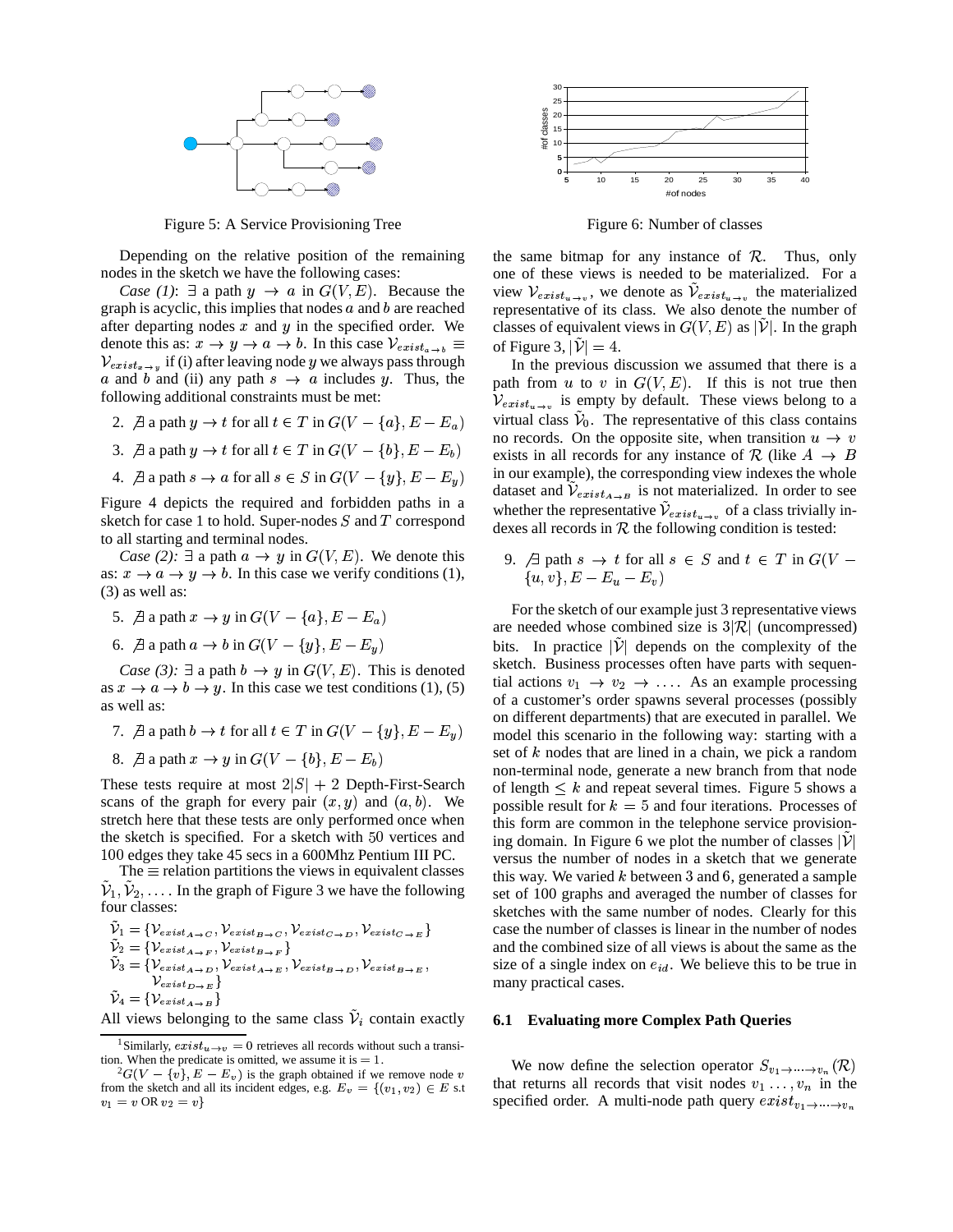Figure 5: A Service Provisioning Tree

Figure 6: Number of classes

Depending on the relative position of the remaining nodes in the sketch we have the following cases:

*Case (1)*: $\exists$ a path $y \rightarrow a$ in $G(V,E)$. Because the graph is acyclic, this implies that nodes $a$ and $b$ are reached after departing nodes $x$ and $y$ in the specified order. We denote this as: $x \rightarrow y \rightarrow a \rightarrow b$. In this case $\mathcal{V}_{exist_{a\rightarrow b}} \equiv \mathcal{V}_{exist_{x\rightarrow y}}$ if (i) after leaving node $y$ we always pass through $a$ and $b$ and (ii) any path $s \rightarrow a$ includes $y$. Thus, the following additional constraints must be met:

2. $\nexists$ a path $y \rightarrow t$ for all $t \in T$ in $G(V - \{a\}, E - E_a)$
3. $\nexists$ a path $y \rightarrow t$ for all $t \in T$ in $G(V - \{b\}, E - E_b)$
4. $\nexists$ a path $s \rightarrow a$ for all $s \in S$ in $G(V - \{y\}, E - E_y)$

Figure 4 depicts the required and forbidden paths in a sketch for case 1 to hold. Super-nodes $S$ and $T$ correspond to all starting and terminal nodes.

*Case (2):* $\exists$ a path $a \rightarrow y$ in $G(V,E)$. We denote this as: $x \rightarrow a \rightarrow y \rightarrow b$. In this case we verify conditions (1), (3) as well as:

5. $\nexists$ a path $x \rightarrow y$ in $G(V - \{a\}, E - E_a)$
6. $\nexists$ a path $a \rightarrow b$ in $G(V - \{y\}, E - E_y)$

*Case (3):* $\exists$ a path $b \rightarrow y$ in $G(V,E)$. This is denoted as $x \rightarrow a \rightarrow b \rightarrow y$. In this case we test conditions (1), (5) as well as:

7. $\nexists$ a path $b \rightarrow t$ for all $t \in T$ in $G(V - \{y\}, E - E_y)$
8. $\nexists$ a path $x \rightarrow y$ in $G(V - \{b\}, E - E_b)$

These tests require at most $2|S| + 2$ Depth-First-Search scans of the graph for every pair $(x,y)$ and $(a,b)$. We stretch here that these tests are only performed once when the sketch is specified. For a sketch with 50 vertices and 100 edges they take 45 secs in a 600Mhz Pentium III PC.

The $\equiv$ relation partitions the views in equivalent classes $\tilde{\mathcal{V}}_1, \tilde{\mathcal{V}}_2, \ldots$. In the graph of Figure 3 we have the following four classes:

$$\tilde{\mathcal{V}}_1 = \{\mathcal{V}_{exist_{A\rightarrow C}}, \mathcal{V}_{exist_{B\rightarrow C}}, \mathcal{V}_{exist_{C\rightarrow D}}, \mathcal{V}_{exist_{C\rightarrow E}}\}$$
$$\tilde{\mathcal{V}}_2 = \{\mathcal{V}_{exist_{A\rightarrow F}}, \mathcal{V}_{exist_{B\rightarrow F}}\}$$
$$\tilde{\mathcal{V}}_3 = \{\mathcal{V}_{exist_{A\rightarrow D}}, \mathcal{V}_{exist_{A\rightarrow E}}, \mathcal{V}_{exist_{B\rightarrow D}}, \mathcal{V}_{exist_{B\rightarrow E}}, \mathcal{V}_{exist_{D\rightarrow E}}\}$$
$$\tilde{\mathcal{V}}_4 = \{\mathcal{V}_{exist_{A\rightarrow B}}\}$$

All views belonging to the same class $\tilde{\mathcal{V}}_i$ contain exactly the same bitmap for any instance of $\mathcal{R}$. Thus, only one of these views is needed to be materialized. For a view $\mathcal{V}_{exist_{u\rightarrow v}}$, we denote as $\tilde{\mathcal{V}}_{exist_{u\rightarrow v}}$ the materialized representative of its class. We also denote the number of classes of equivalent views in $G(V,E)$ as $|\tilde{\mathcal{V}}|$. In the graph of Figure 3, $|\tilde{\mathcal{V}}| = 4$.

In the previous discussion we assumed that there is a path from $u$ to $v$ in $G(V,E)$. If this is not true then $\mathcal{V}_{exist_{u\rightarrow v}}$ is empty by default. These views belong to a virtual class $\tilde{\mathcal{V}}_0$. The representative of this class contains no records. On the opposite site, when transition $u \rightarrow v$ exists in all records for any instance of $\mathcal{R}$ (like $A \rightarrow B$ in our example), the corresponding view indexes the whole dataset and $\tilde{\mathcal{V}}_{exist_{A\rightarrow B}}$ is not materialized. In order to see whether the representative $\tilde{\mathcal{V}}_{exist_{u\rightarrow v}}$ of a class trivially indexes all records in $\mathcal{R}$ the following condition is tested:

9. $\nexists$ path $s \rightarrow t$ for all $s \in S$ and $t \in T$ in $G(V - \{u,v\}, E - E_u - E_v)$

For the sketch of our example just 3 representative views are needed whose combined size is $3|\mathcal{R}|$ (uncompressed) bits. In practice $|\tilde{\mathcal{V}}|$ depends on the complexity of the sketch. Business processes often have parts with sequential actions $v_1 \rightarrow v_2 \rightarrow \ldots$. As an example processing of a customer's order spawns several processes (possibly on different departments) that are executed in parallel. We model this scenario in the following way: starting with a set of $k$ nodes that are lined in a chain, we pick a random non-terminal node, generate a new branch from that node of length $\leq k$ and repeat several times. Figure 5 shows a possible result for $k = 5$ and four iterations. Processes of this form are common in the telephone service provisioning domain. In Figure 6 we plot the number of classes $|\tilde{\mathcal{V}}|$ versus the number of nodes in a sketch that we generate this way. We varied $k$ between 3 and 6, generated a sample set of 100 graphs and averaged the number of classes for sketches with the same number of nodes. Clearly for this case the number of classes is linear in the number of nodes and the combined size of all views is about the same as the size of a single index on $e_{id}$. We believe this to be true in many practical cases.

### 6.1 Evaluating more Complex Path Queries

We now define the selection operator $S_{v_1\rightarrow\ldots\rightarrow v_n}(\mathcal{R})$ that returns all records that visit nodes $v_1 \ldots, v_n$ in the specified order. A multi-node path query $exist_{v_1\rightarrow\ldots\rightarrow v_n}$

---

[1] Similarly, $exist_{u\rightarrow v} = 0$ retrieves all records without such a transition. When the predicate is omitted, we assume it is $= 1$.

[2] $G(V - \{v\}, E - E_v)$ is the graph obtained if we remove node $v$ from the sketch and all its incident edges, e.g. $E_v = \{(v_1, v_2) \in E$ s.t $v_1 = v$ OR $v_2 = v\}$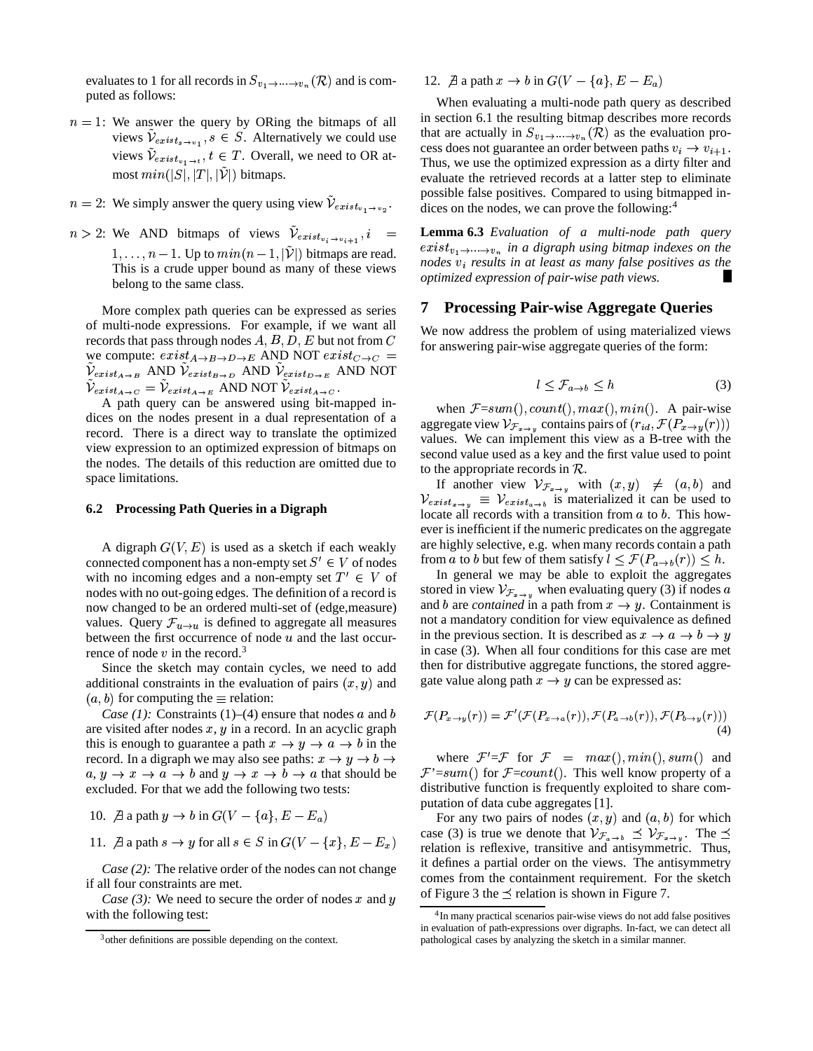evaluates to 1 for all records in $S_{v_1 \to \ldots \to v_n}(\mathcal{R})$ and is computed as follows:

- $n = 1$: We answer the query by ORing the bitmaps of all views $\tilde{\mathcal{V}}_{exist_{s \to v_1}}, s \in S$. Alternatively we could use views $\tilde{\mathcal{V}}_{exist_{v_1 \to t}}, t \in T$. Overall, we need to OR at-most $min(|S|, |T|, |\tilde{\mathcal{V}}|)$ bitmaps.
- $n = 2$: We simply answer the query using view $\tilde{\mathcal{V}}_{exist_{v_1 \to v_2}}$.
- $n > 2$: We AND bitmaps of views $\tilde{\mathcal{V}}_{exist_{v_i \to v_{i+1}}}, i = 1, \ldots, n-1$. Up to $min(n-1, |\tilde{\mathcal{V}}|)$ bitmaps are read. This is a crude upper bound as many of these views belong to the same class.

More complex path queries can be expressed as series of multi-node expressions. For example, if we want all records that pass through nodes $A, B, D, E$ but not from $C$ we compute: $exist_{A \to B \to D \to E}$ AND NOT $exist_{C \to C}$ = $\tilde{\mathcal{V}}_{exist_{A \to B}}$ AND $\tilde{\mathcal{V}}_{exist_{B \to D}}$ AND $\tilde{\mathcal{V}}_{exist_{D \to E}}$ AND NOT $\tilde{\mathcal{V}}_{exist_{A \to C}} = \tilde{\mathcal{V}}_{exist_{A \to E}}$ AND NOT $\tilde{\mathcal{V}}_{exist_{A \to C}}$.

A path query can be answered using bit-mapped indices on the nodes present in a dual representation of a record. There is a direct way to translate the optimized view expression to an optimized expression of bitmaps on the nodes. The details of this reduction are omitted due to space limitations.

### 6.2 Processing Path Queries in a Digraph

A digraph $G(V, E)$ is used as a sketch if each weakly connected component has a non-empty set $S' \in V$ of nodes with no incoming edges and a non-empty set $T' \in V$ of nodes with no out-going edges. The definition of a record is now changed to be an ordered multi-set of (edge,measure) values. Query $\mathcal{F}_{u \to u}$ is defined to aggregate all measures between the first occurrence of node $u$ and the last occurrence of node $v$ in the record.[3]

Since the sketch may contain cycles, we need to add additional constraints in the evaluation of pairs $(x, y)$ and $(a, b)$ for computing the $\equiv$ relation:

*Case (1):* Constraints (1)–(4) ensure that nodes $a$ and $b$ are visited after nodes $x, y$ in a record. In an acyclic graph this is enough to guarantee a path $x \to y \to a \to b$ in the record. In a digraph we may also see paths: $x \to y \to b \to a$, $y \to x \to a \to b$ and $y \to x \to b \to a$ that should be excluded. For that we add the following two tests:

10. $\nexists$ a path $y \to b$ in $G(V - \{a\}, E - E_a)$
11. $\nexists$ a path $s \to y$ for all $s \in S$ in $G(V - \{x\}, E - E_x)$

*Case (2):* The relative order of the nodes can not change if all four constraints are met.

*Case (3):* We need to secure the order of nodes $x$ and $y$ with the following test:

12. $\nexists$ a path $x \to b$ in $G(V - \{a\}, E - E_a)$

When evaluating a multi-node path query as described in section 6.1 the resulting bitmap describes more records that are actually in $S_{v_1 \to \ldots \to v_n}(\mathcal{R})$ as the evaluation process does not guarantee an order between paths $v_i \to v_{i+1}$. Thus, we use the optimized expression as a dirty filter and evaluate the retrieved records at a latter step to eliminate possible false positives. Compared to using bitmapped indices on the nodes, we can prove the following:[4]

**Lemma 6.3** *Evaluation of a multi-node path query $exist_{v_1 \to \ldots \to v_n}$ in a digraph using bitmap indexes on the nodes $v_i$ results in at least as many false positives as the optimized expression of pair-wise path views.* ∎

## 7 Processing Pair-wise Aggregate Queries

We now address the problem of using materialized views for answering pair-wise aggregate queries of the form:

$$l \le \mathcal{F}_{a \to b} \le h \tag{3}$$

when $\mathcal{F}$=$sum(), count(), max(), min()$. A pair-wise aggregate view $\mathcal{V}_{\mathcal{F}_{x \to y}}$ contains pairs of $(r_{id}, \mathcal{F}(P_{x \to y}(r)))$ values. We can implement this view as a B-tree with the second value used as a key and the first value used to point to the appropriate records in $\mathcal{R}$.

If another view $\mathcal{V}_{\mathcal{F}_{x \to y}}$ with $(x, y) \neq (a, b)$ and $\mathcal{V}_{exist_{x \to y}} \equiv \mathcal{V}_{exist_{a \to b}}$ is materialized it can be used to locate all records with a transition from $a$ to $b$. This however is inefficient if the numeric predicates on the aggregate are highly selective, e.g. when many records contain a path from $a$ to $b$ but few of them satisfy $l \le \mathcal{F}(P_{a \to b}(r)) \le h$.

In general we may be able to exploit the aggregates stored in view $\mathcal{V}_{\mathcal{F}_{x \to y}}$ when evaluating query (3) if nodes $a$ and $b$ are *contained* in a path from $x \to y$. Containment is not a mandatory condition for view equivalence as defined in the previous section. It is described as $x \to a \to b \to y$ in case (3). When all four conditions for this case are met then for distributive aggregate functions, the stored aggregate value along path $x \to y$ can be expressed as:

$$\mathcal{F}(P_{x \to y}(r)) = \mathcal{F}'(\mathcal{F}(P_{x \to a}(r)), \mathcal{F}(P_{a \to b}(r)), \mathcal{F}(P_{b \to y}(r))) \tag{4}$$

where $\mathcal{F}'$=$\mathcal{F}$ for $\mathcal{F} = max(), min(), sum()$ and $\mathcal{F}'$=$sum()$ for $\mathcal{F}$=$count()$. This well know property of a distributive function is frequently exploited to share computation of data cube aggregates [1].

For any two pairs of nodes $(x, y)$ and $(a, b)$ for which case (3) is true we denote that $\mathcal{V}_{\mathcal{F}_{a \to b}} \preceq \mathcal{V}_{\mathcal{F}_{x \to y}}$. The $\preceq$ relation is reflexive, transitive and antisymmetric. Thus, it defines a partial order on the views. The antisymmetry comes from the containment requirement. For the sketch of Figure 3 the $\preceq$ relation is shown in Figure 7.

---

[3] other definitions are possible depending on the context.

[4] In many practical scenarios pair-wise views do not add false positives in evaluation of path-expressions over digraphs. In-fact, we can detect all pathological cases by analyzing the sketch in a similar manner.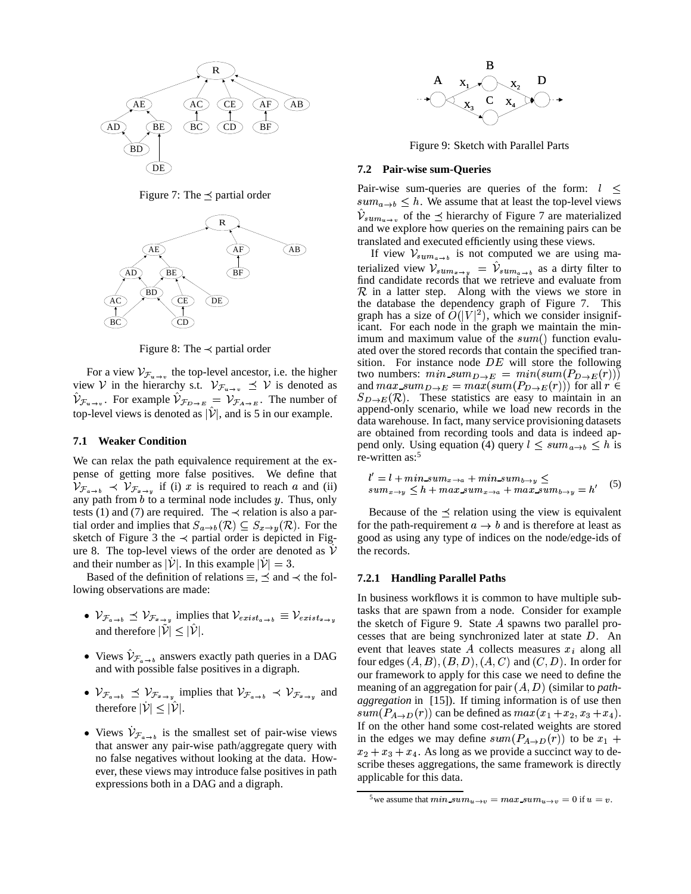Figure 7: The $\preceq$ partial order

Figure 8: The $\prec$ partial order

For a view $\mathcal{V}_{\mathcal{F}_{u\to v}}$ the top-level ancestor, i.e. the higher view $\mathcal{V}$ in the hierarchy s.t. $\mathcal{V}_{\mathcal{F}_{u\to v}} \preceq \mathcal{V}$ is denoted as $\hat{\mathcal{V}}_{\mathcal{F}_{u\to v}}$. For example $\hat{\mathcal{V}}_{\mathcal{F}_{D\to E}} = \mathcal{V}_{\mathcal{F}_{A\to E}}$. The number of top-level views is denoted as $|\hat{\mathcal{V}}|$, and is 5 in our example.

### 7.1 Weaker Condition

We can relax the path equivalence requirement at the expense of getting more false positives. We define that $\mathcal{V}_{\mathcal{F}_{a\to b}} \prec \mathcal{V}_{\mathcal{F}_{x\to y}}$ if (i) $x$ is required to reach $a$ and (ii) any path from $b$ to a terminal node includes $y$. Thus, only tests (1) and (7) are required. The $\prec$ relation is also a partial order and implies that $S_{a\to b}(\mathcal{R}) \subseteq S_{x\to y}(\mathcal{R})$. For the sketch of Figure 3 the $\prec$ partial order is depicted in Figure 8. The top-level views of the order are denoted as $\dot{\mathcal{V}}$ and their number as $|\dot{\mathcal{V}}|$. In this example $|\dot{\mathcal{V}}| = 3$.

Based of the definition of relations $\equiv$, $\preceq$ and $\prec$ the following observations are made:

- $\mathcal{V}_{\mathcal{F}_{a\to b}} \preceq \mathcal{V}_{\mathcal{F}_{x\to y}}$ implies that $\mathcal{V}_{exist_{a\to b}} \equiv \mathcal{V}_{exist_{x\to y}}$ and therefore $|\tilde{\mathcal{V}}| \leq |\hat{\mathcal{V}}|$.
- Views $\hat{\mathcal{V}}_{\mathcal{F}_{a\to b}}$ answers exactly path queries in a DAG and with possible false positives in a digraph.
- $\mathcal{V}_{\mathcal{F}_{a\to b}} \preceq \mathcal{V}_{\mathcal{F}_{x\to y}}$ implies that $\mathcal{V}_{\mathcal{F}_{a\to b}} \prec \mathcal{V}_{\mathcal{F}_{x\to y}}$ and therefore $|\dot{\mathcal{V}}| \leq |\hat{\mathcal{V}}|$.
- Views $\dot{\mathcal{V}}_{\mathcal{F}_{a\to b}}$ is the smallest set of pair-wise views that answer any pair-wise path/aggregate query with no false negatives without looking at the data. However, these views may introduce false positives in path expressions both in a DAG and a digraph.

Figure 9: Sketch with Parallel Parts

### 7.2 Pair-wise sum-Queries

Pair-wise sum-queries are queries of the form: $l \leq sum_{a\to b} \leq h$. We assume that at least the top-level views $\hat{\mathcal{V}}_{sum_{u\to v}}$ of the $\preceq$ hierarchy of Figure 7 are materialized and we explore how queries on the remaining pairs can be translated and executed efficiently using these views.

If view $\mathcal{V}_{sum_{a\to b}}$ is not computed we are using materialized view $\mathcal{V}_{sum_{x\to y}} = \hat{\mathcal{V}}_{sum_{a\to b}}$ as a dirty filter to find candidate records that we retrieve and evaluate from $\mathcal{R}$ in a latter step. Along with the views we store in the database the dependency graph of Figure 7. This graph has a size of $O(|V|^2)$, which we consider insignificant. For each node in the graph we maintain the minimum and maximum value of the $sum()$ function evaluated over the stored records that contain the specified transition. For instance node $DE$ will store the following two numbers: $min\_sum_{D\to E} = min(sum(P_{D\to E}(r)))$ and $max\_sum_{D\to E} = max(sum(P_{D\to E}(r)))$ for all $r \in S_{D\to E}(\mathcal{R})$. These statistics are easy to maintain in an append-only scenario, while we load new records in the data warehouse. In fact, many service provisioning datasets are obtained from recording tools and data is indeed append only. Using equation (4) query $l \leq sum_{a\to b} \leq h$ is re-written as:[5]

$$l' = l + min\_sum_{x\to a} + min\_sum_{b\to y} \leq sum_{x\to y} \leq h + max\_sum_{x\to a} + max\_sum_{b\to y} = h' \quad (5)$$

Because of the $\preceq$ relation using the view is equivalent for the path-requirement $a \to b$ and is therefore at least as good as using any type of indices on the node/edge-ids of the records.

#### 7.2.1 Handling Parallel Paths

In business workflows it is common to have multiple subtasks that are spawn from a node. Consider for example the sketch of Figure 9. State $A$ spawns two parallel processes that are being synchronized later at state $D$. An event that leaves state $A$ collects measures $x_i$ along all four edges $(A,B),(B,D),(A,C)$ and $(C,D)$. In order for our framework to apply for this case we need to define the meaning of an aggregation for pair $(A,D)$ (similar to *path-aggregation* in [15]). If timing information is of use then $sum(P_{A\to D}(r))$ can be defined as $max(x_1+x_2, x_3+x_4)$. If on the other hand some cost-related weights are stored in the edges we may define $sum(P_{A\to D}(r))$ to be $x_1 + x_2 + x_3 + x_4$. As long as we provide a succinct way to describe theses aggregations, the same framework is directly applicable for this data.

[5] we assume that $min\_sum_{u\to v} = max\_sum_{u\to v} = 0$ if $u = v$.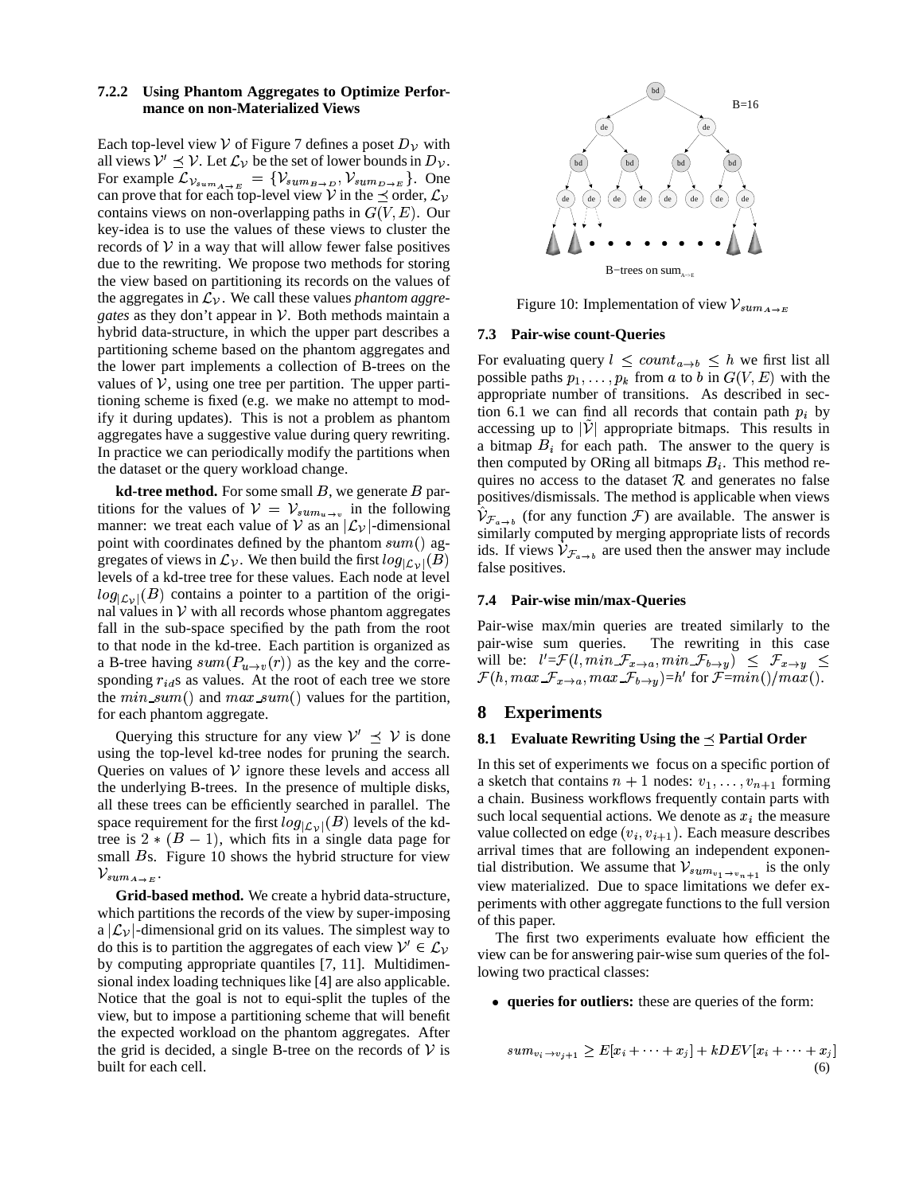#### 7.2.2 Using Phantom Aggregates to Optimize Performance on non-Materialized Views

Each top-level view $\mathcal{V}$ of Figure 7 defines a poset $D_{\mathcal{V}}$ with all views $\mathcal{V}' \preceq \mathcal{V}$. Let $\mathcal{L}_{\mathcal{V}}$ be the set of lower bounds in $D_{\mathcal{V}}$. For example $\mathcal{L}_{\mathcal{V}_{sum_{A\to E}}} = \{\mathcal{V}_{sum_{B\to D}}, \mathcal{V}_{sum_{D\to E}}\}$. One can prove that for each top-level view $\mathcal{V}$ in the $\preceq$ order, $\mathcal{L}_{\mathcal{V}}$ contains views on non-overlapping paths in $G(V,E)$. Our key-idea is to use the values of these views to cluster the records of $\mathcal{V}$ in a way that will allow fewer false positives due to the rewriting. We propose two methods for storing the view based on partitioning its records on the values of the aggregates in $\mathcal{L}_{\mathcal{V}}$. We call these values *phantom aggregates* as they don't appear in $\mathcal{V}$. Both methods maintain a hybrid data-structure, in which the upper part describes a partitioning scheme based on the phantom aggregates and the lower part implements a collection of B-trees on the values of $\mathcal{V}$, using one tree per partition. The upper partitioning scheme is fixed (e.g. we make no attempt to modify it during updates). This is not a problem as phantom aggregates have a suggestive value during query rewriting. In practice we can periodically modify the partitions when the dataset or the query workload change.

**kd-tree method.** For some small $B$, we generate $B$ partitions for the values of $\mathcal{V} = \mathcal{V}_{sum_{u\to v}}$ in the following manner: we treat each value of $\mathcal{V}$ as an $|\mathcal{L}_{\mathcal{V}}|$-dimensional point with coordinates defined by the phantom $sum()$ aggregates of views in $\mathcal{L}_{\mathcal{V}}$. We then build the first $log_{|\mathcal{L}_{\mathcal{V}}|}(B)$ levels of a kd-tree tree for these values. Each node at level $log_{|\mathcal{L}_{\mathcal{V}}|}(B)$ contains a pointer to a partition of the original values in $\mathcal{V}$ with all records whose phantom aggregates fall in the sub-space specified by the path from the root to that node in the kd-tree. Each partition is organized as a B-tree having $sum(P_{u\to v}(r))$ as the key and the corresponding $r_{id}$s as values. At the root of each tree we store the $min\_sum()$ and $max\_sum()$ values for the partition, for each phantom aggregate.

Querying this structure for any view $\mathcal{V}' \preceq \mathcal{V}$ is done using the top-level kd-tree nodes for pruning the search. Queries on values of $\mathcal{V}$ ignore these levels and access all the underlying B-trees. In the presence of multiple disks, all these trees can be efficiently searched in parallel. The space requirement for the first $log_{|\mathcal{L}_{\mathcal{V}}|}(B)$ levels of the kd-tree is $2*(B-1)$, which fits in a single data page for small $B$s. Figure 10 shows the hybrid structure for view $\mathcal{V}_{sum_{A\to E}}$.

**Grid-based method.** We create a hybrid data-structure, which partitions the records of the view by super-imposing a $|\mathcal{L}_{\mathcal{V}}|$-dimensional grid on its values. The simplest way to do this is to partition the aggregates of each view $\mathcal{V}' \in \mathcal{L}_{\mathcal{V}}$ by computing appropriate quantiles [7, 11]. Multidimensional index loading techniques like [4] are also applicable. Notice that the goal is not to equi-split the tuples of the view, but to impose a partitioning scheme that will benefit the expected workload on the phantom aggregates. After the grid is decided, a single B-tree on the records of $\mathcal{V}$ is built for each cell.

Figure 10: Implementation of view $\mathcal{V}_{sum_{A\to E}}$

### 7.3 Pair-wise count-Queries

For evaluating query $l \le count_{a\to b} \le h$ we first list all possible paths $p_1,\ldots,p_k$ from $a$ to $b$ in $G(V,E)$ with the appropriate number of transitions. As described in section 6.1 we can find all records that contain path $p_i$ by accessing up to $|\hat{\mathcal{V}}|$ appropriate bitmaps. This results in a bitmap $B_i$ for each path. The answer to the query is then computed by ORing all bitmaps $B_i$. This method requires no access to the dataset $\mathcal{R}$ and generates no false positives/dismissals. The method is applicable when views $\hat{\mathcal{V}}_{\mathcal{F}_{a\to b}}$ (for any function $\mathcal{F}$) are available. The answer is similarly computed by merging appropriate lists of records ids. If views $\mathcal{V}_{\mathcal{F}_{a\to b}}$ are used then the answer may include false positives.

### 7.4 Pair-wise min/max-Queries

Pair-wise max/min queries are treated similarly to the pair-wise sum queries. The rewriting in this case will be: $l'$=$\mathcal{F}(l, min\_\mathcal{F}_{x\to a}, min\_\mathcal{F}_{b\to y}) \le \mathcal{F}_{x\to y} \le \mathcal{F}(h, max\_\mathcal{F}_{x\to a}, max\_\mathcal{F}_{b\to y})$=$h'$ for $\mathcal{F}$=$min()/max()$.

## 8 Experiments

### 8.1 Evaluate Rewriting Using the $\preceq$ Partial Order

In this set of experiments we focus on a specific portion of a sketch that contains $n+1$ nodes: $v_1,\ldots,v_{n+1}$ forming a chain. Business workflows frequently contain parts with such local sequential actions. We denote as $x_i$ the measure value collected on edge $(v_i, v_{i+1})$. Each measure describes arrival times that are following an independent exponential distribution. We assume that $\mathcal{V}_{sum_{v_1\to v_{n+1}}}$ is the only view materialized. Due to space limitations we defer experiments with other aggregate functions to the full version of this paper.

The first two experiments evaluate how efficient the view can be for answering pair-wise sum queries of the following two practical classes:

- **queries for outliers:** these are queries of the form:

$$sum_{v_i\to v_{j+1}} \ge E[x_i+\cdots+x_j] + kDEV[x_i+\cdots+x_j] \quad (6)$$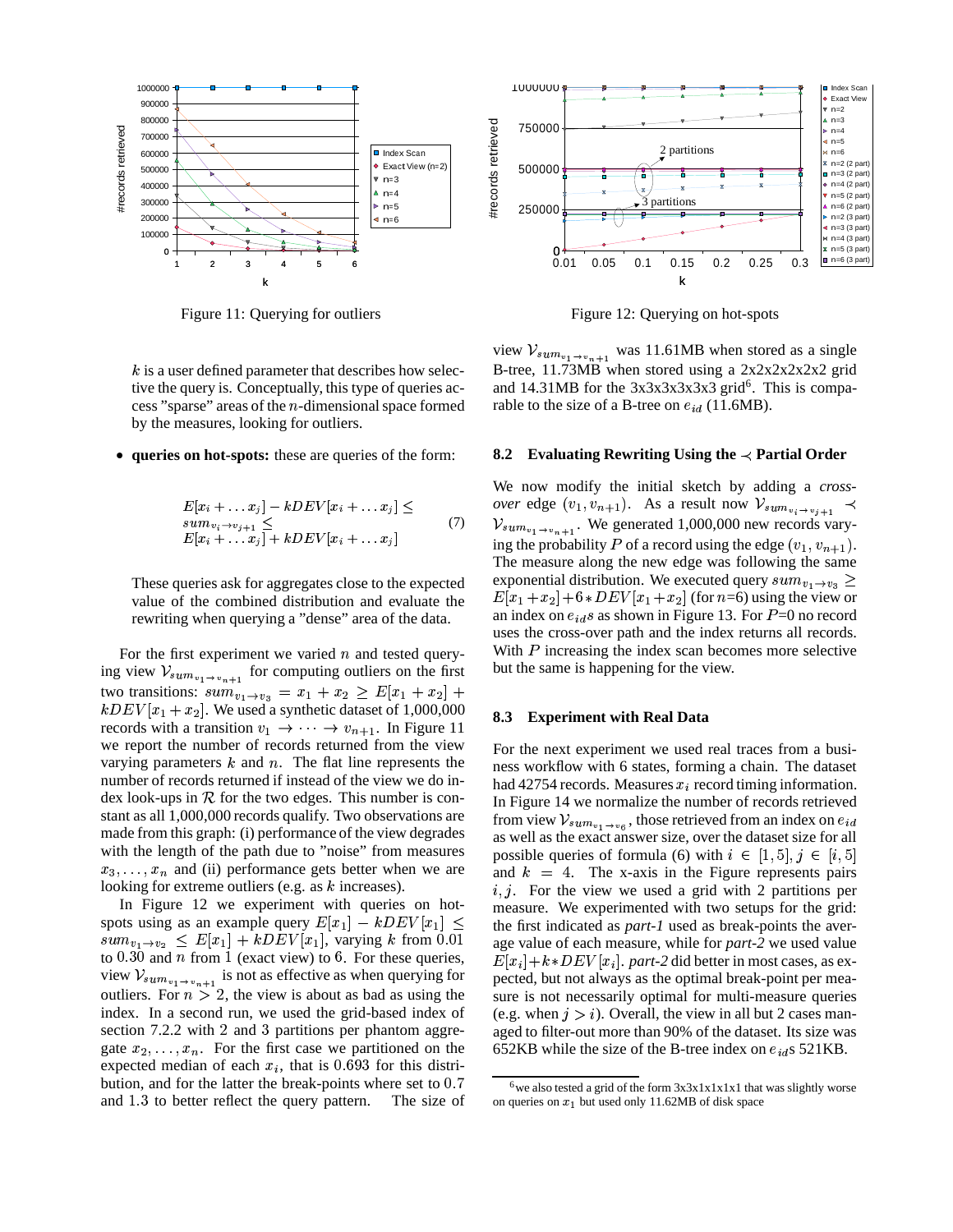Figure 11: Querying for outliers

Figure 12: Querying on hot-spots

$k$ is a user defined parameter that describes how selective the query is. Conceptually, this type of queries access "sparse" areas of the $n$-dimensional space formed by the measures, looking for outliers.

- **queries on hot-spots:** these are queries of the form:

$$E[x_i + \dots x_j] - kDEV[x_i + \dots x_j] \leq sum_{v_i \to v_{j+1}} \leq E[x_i + \dots x_j] + kDEV[x_i + \dots x_j] \quad (7)$$

These queries ask for aggregates close to the expected value of the combined distribution and evaluate the rewriting when querying a "dense" area of the data.

For the first experiment we varied $n$ and tested querying view $\mathcal{V}_{sum_{v_1 \to v_{n+1}}}$ for computing outliers on the first two transitions: $sum_{v_1 \to v_3} = x_1 + x_2 \geq E[x_1 + x_2] + kDEV[x_1 + x_2]$. We used a synthetic dataset of 1,000,000 records with a transition $v_1 \to \dots \to v_{n+1}$. In Figure 11 we report the number of records returned from the view varying parameters $k$ and $n$. The flat line represents the number of records returned if instead of the view we do index look-ups in $\mathcal{R}$ for the two edges. This number is constant as all 1,000,000 records qualify. Two observations are made from this graph: (i) performance of the view degrades with the length of the path due to "noise" from measures $x_3, \dots, x_n$ and (ii) performance gets better when we are looking for extreme outliers (e.g. as $k$ increases).

In Figure 12 we experiment with queries on hot-spots using as an example query $E[x_1] - kDEV[x_1] \leq sum_{v_1 \to v_2} \leq E[x_1] + kDEV[x_1]$, varying $k$ from 0.01 to 0.30 and $n$ from 1 (exact view) to 6. For these queries, view $\mathcal{V}_{sum_{v_1 \to v_{n+1}}}$ is not as effective as when querying for outliers. For $n > 2$, the view is about as bad as using the index. In a second run, we used the grid-based index of section 7.2.2 with 2 and 3 partitions per phantom aggregate $x_2, \dots, x_n$. For the first case we partitioned on the expected median of each $x_i$, that is 0.693 for this distribution, and for the latter the break-points where set to 0.7 and 1.3 to better reflect the query pattern. The size of view $\mathcal{V}_{sum_{v_1 \to v_{n+1}}}$ was 11.61MB when stored as a single B-tree, 11.73MB when stored using a 2x2x2x2x2x2 grid and 14.31MB for the 3x3x3x3x3x3 grid[6]. This is comparable to the size of a B-tree on $e_{id}$ (11.6MB).

### 8.2 Evaluating Rewriting Using the $\prec$ Partial Order

We now modify the initial sketch by adding a *cross-over* edge $(v_1, v_{n+1})$. As a result now $\mathcal{V}_{sum_{v_i \to v_{j+1}}} \prec \mathcal{V}_{sum_{v_1 \to v_{n+1}}}$. We generated 1,000,000 new records varying the probability $P$ of a record using the edge $(v_1, v_{n+1})$. The measure along the new edge was following the same exponential distribution. We executed query $sum_{v_1 \to v_3} \geq E[x_1 + x_2] + 6 * DEV[x_1 + x_2]$ (for $n$=6) using the view or an index on $e_{id}s$ as shown in Figure 13. For $P$=0 no record uses the cross-over path and the index returns all records. With $P$ increasing the index scan becomes more selective but the same is happening for the view.

### 8.3 Experiment with Real Data

For the next experiment we used real traces from a business workflow with 6 states, forming a chain. The dataset had 42754 records. Measures $x_i$ record timing information. In Figure 14 we normalize the number of records retrieved from view $\mathcal{V}_{sum_{v_1 \to v_6}}$, those retrieved from an index on $e_{id}$ as well as the exact answer size, over the dataset size for all possible queries of formula (6) with $i \in [1, 5], j \in [i, 5]$ and $k = 4$. The x-axis in the Figure represents pairs $i, j$. For the view we used a grid with 2 partitions per measure. We experimented with two setups for the grid: the first indicated as *part-1* used as break-points the average value of each measure, while for *part-2* we used value $E[x_i] + k * DEV[x_i]$. *part-2* did better in most cases, as expected, but not always as the optimal break-point per measure is not necessarily optimal for multi-measure queries (e.g. when $j > i$). Overall, the view in all but 2 cases managed to filter-out more than 90% of the dataset. Its size was 652KB while the size of the B-tree index on $e_{id}$s 521KB.

[6] we also tested a grid of the form 3x3x1x1x1x1 that was slightly worse on queries on $x_1$ but used only 11.62MB of disk space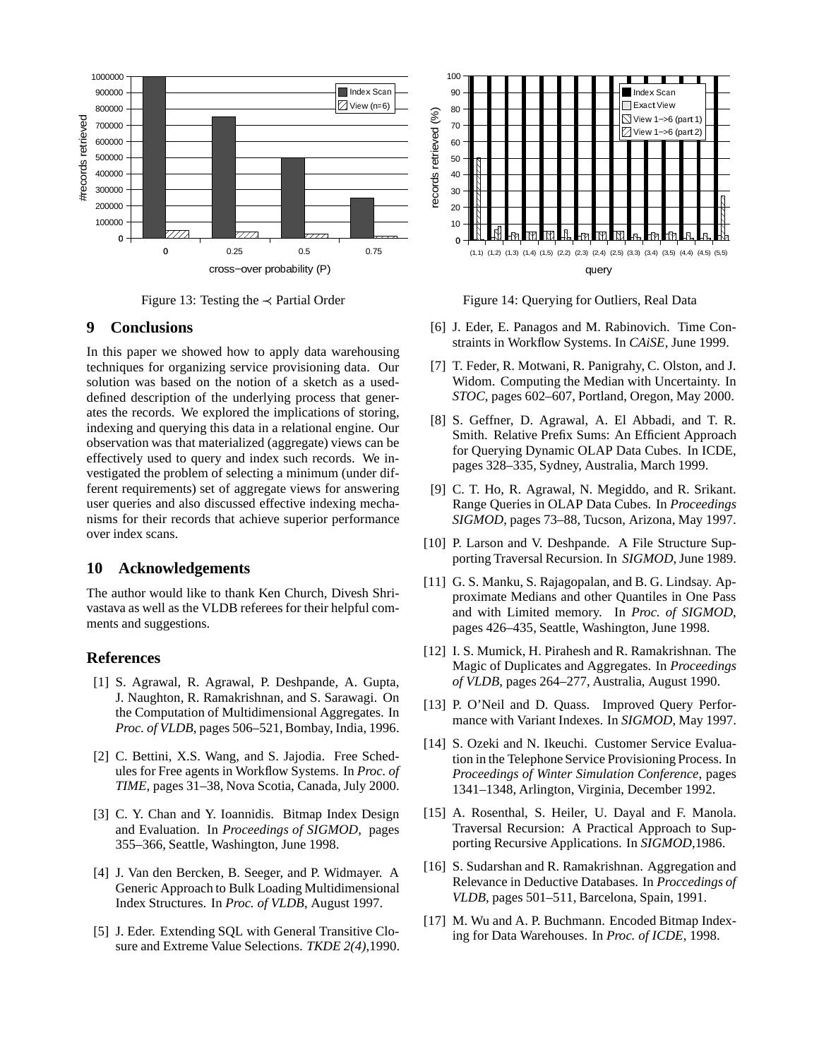1000000
900000
800000
700000
600000
500000
400000
300000
200000
100000
0

#records retrieved

Index Scan
View (n=6)

0
0.25
0.5
0.75

cross−over probability (P)

Figure 13: Testing the $\prec$ Partial Order

100
90
80
70
60
50
40
30
20
10
0

records retrieved (%)

Index Scan
Exact View
View 1−>6 (part 1)
View 1−>6 (part 2)

(1,1) (1,2) (1,3) (1,4) (1,5) (2,2) (2,3) (2,4) (2,5) (3,3) (3,4) (3,5) (4,4) (4,5) (5,5)

query

Figure 14: Querying for Outliers, Real Data

## 9 Conclusions

In this paper we showed how to apply data warehousing techniques for organizing service provisioning data. Our solution was based on the notion of a sketch as a used-defined description of the underlying process that generates the records. We explored the implications of storing, indexing and querying this data in a relational engine. Our observation was that materialized (aggregate) views can be effectively used to query and index such records. We investigated the problem of selecting a minimum (under different requirements) set of aggregate views for answering user queries and also discussed effective indexing mechanisms for their records that achieve superior performance over index scans.

## 10 Acknowledgements

The author would like to thank Ken Church, Divesh Shrivastava as well as the VLDB referees for their helpful comments and suggestions.

## References

[1] S. Agrawal, R. Agrawal, P. Deshpande, A. Gupta, J. Naughton, R. Ramakrishnan, and S. Sarawagi. On the Computation of Multidimensional Aggregates. In *Proc. of VLDB*, pages 506–521, Bombay, India, 1996.

[2] C. Bettini, X.S. Wang, and S. Jajodia. Free Schedules for Free agents in Workflow Systems. In *Proc. of TIME*, pages 31–38, Nova Scotia, Canada, July 2000.

[3] C. Y. Chan and Y. Ioannidis. Bitmap Index Design and Evaluation. In *Proceedings of SIGMOD*, pages 355–366, Seattle, Washington, June 1998.

[4] J. Van den Bercken, B. Seeger, and P. Widmayer. A Generic Approach to Bulk Loading Multidimensional Index Structures. In *Proc. of VLDB*, August 1997.

[5] J. Eder. Extending SQL with General Transitive Closure and Extreme Value Selections. *TKDE 2(4)*,1990.

[6] J. Eder, E. Panagos and M. Rabinovich. Time Constraints in Workflow Systems. In *CAiSE*, June 1999.

[7] T. Feder, R. Motwani, R. Panigrahy, C. Olston, and J. Widom. Computing the Median with Uncertainty. In *STOC*, pages 602–607, Portland, Oregon, May 2000.

[8] S. Geffner, D. Agrawal, A. El Abbadi, and T. R. Smith. Relative Prefix Sums: An Efficient Approach for Querying Dynamic OLAP Data Cubes. In ICDE, pages 328–335, Sydney, Australia, March 1999.

[9] C. T. Ho, R. Agrawal, N. Megiddo, and R. Srikant. Range Queries in OLAP Data Cubes. In *Proceedings SIGMOD*, pages 73–88, Tucson, Arizona, May 1997.

[10] P. Larson and V. Deshpande. A File Structure Supporting Traversal Recursion. In *SIGMOD*, June 1989.

[11] G. S. Manku, S. Rajagopalan, and B. G. Lindsay. Approximate Medians and other Quantiles in One Pass and with Limited memory. In *Proc. of SIGMOD*, pages 426–435, Seattle, Washington, June 1998.

[12] I. S. Mumick, H. Pirahesh and R. Ramakrishnan. The Magic of Duplicates and Aggregates. In *Proceedings of VLDB*, pages 264–277, Australia, August 1990.

[13] P. O'Neil and D. Quass. Improved Query Performance with Variant Indexes. In *SIGMOD*, May 1997.

[14] S. Ozeki and N. Ikeuchi. Customer Service Evaluation in the Telephone Service Provisioning Process. In *Proceedings of Winter Simulation Conference*, pages 1341–1348, Arlington, Virginia, December 1992.

[15] A. Rosenthal, S. Heiler, U. Dayal and F. Manola. Traversal Recursion: A Practical Approach to Supporting Recursive Applications. In *SIGMOD*,1986.

[16] S. Sudarshan and R. Ramakrishnan. Aggregation and Relevance in Deductive Databases. In *Proccedings of VLDB*, pages 501–511, Barcelona, Spain, 1991.

[17] M. Wu and A. P. Buchmann. Encoded Bitmap Indexing for Data Warehouses. In *Proc. of ICDE*, 1998.